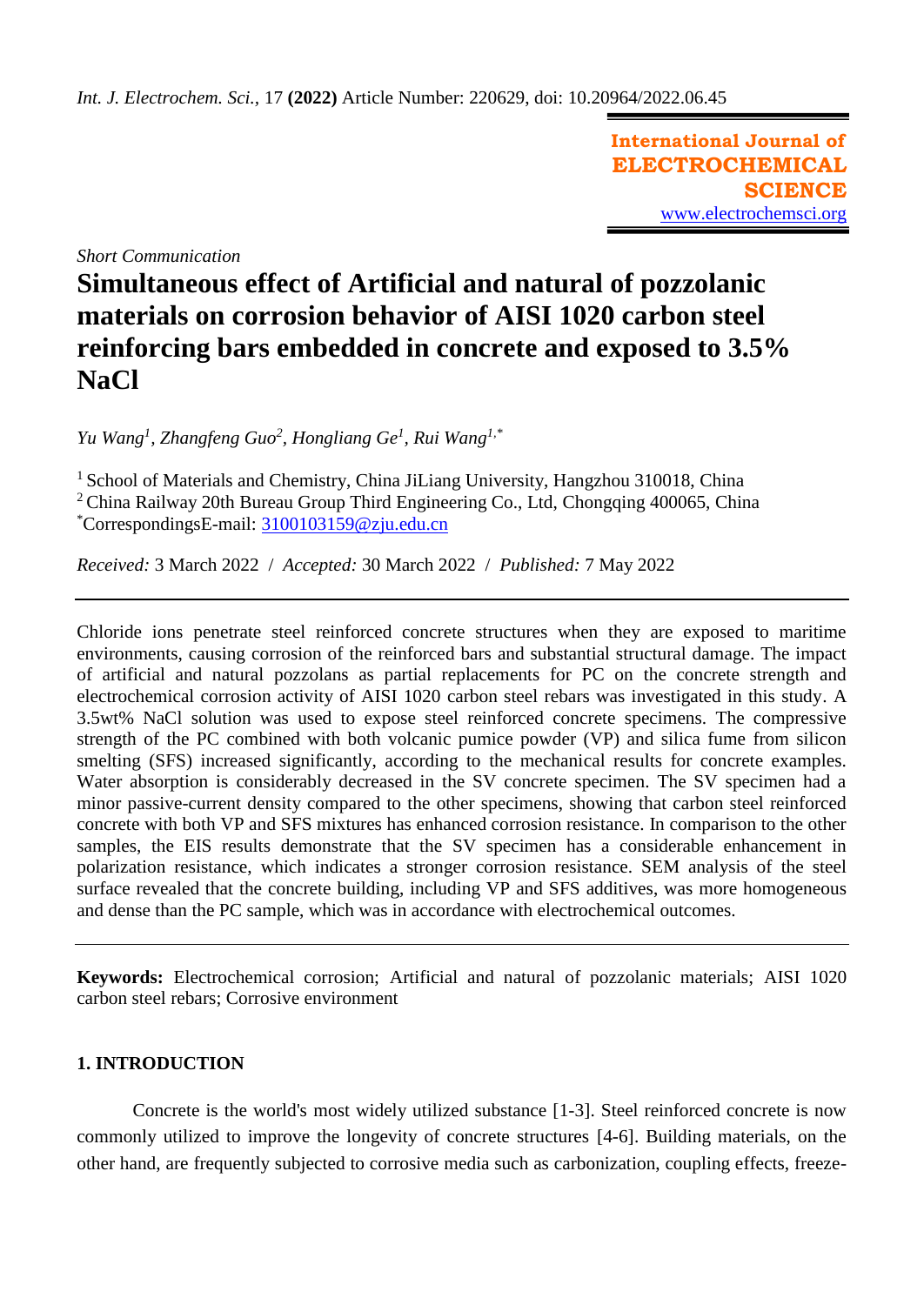*Short Communication*

# Simultaneous effect of Artificial and natural of pozzolanic materials on corrosion behavior of AISI 1020 carbon steel reinforcing bars embedded in concrete and exposed to 3.5% NaCl

*Yu Wang[1], Zhangfeng Guo[2], Hongliang Ge[1], Rui Wang[1,*]*

[1] School of Materials and Chemistry, China JiLiang University, Hangzhou 310018, China
[2] China Railway 20th Bureau Group Third Engineering Co., Ltd, Chongqing 400065, China
[*]CorrespondingsE-mail: 3100103159@zju.edu.cn

*Received:* 3 March 2022 / *Accepted:* 30 March 2022 / *Published:* 7 May 2022

---

Chloride ions penetrate steel reinforced concrete structures when they are exposed to maritime environments, causing corrosion of the reinforced bars and substantial structural damage. The impact of artificial and natural pozzolans as partial replacements for PC on the concrete strength and electrochemical corrosion activity of AISI 1020 carbon steel rebars was investigated in this study. A 3.5wt% NaCl solution was used to expose steel reinforced concrete specimens. The compressive strength of the PC combined with both volcanic pumice powder (VP) and silica fume from silicon smelting (SFS) increased significantly, according to the mechanical results for concrete examples. Water absorption is considerably decreased in the SV concrete specimen. The SV specimen had a minor passive-current density compared to the other specimens, showing that carbon steel reinforced concrete with both VP and SFS mixtures has enhanced corrosion resistance. In comparison to the other samples, the EIS results demonstrate that the SV specimen has a considerable enhancement in polarization resistance, which indicates a stronger corrosion resistance. SEM analysis of the steel surface revealed that the concrete building, including VP and SFS additives, was more homogeneous and dense than the PC sample, which was in accordance with electrochemical outcomes.

---

**Keywords:** Electrochemical corrosion; Artificial and natural of pozzolanic materials; AISI 1020 carbon steel rebars; Corrosive environment

## 1. INTRODUCTION

Concrete is the world's most widely utilized substance [1-3]. Steel reinforced concrete is now commonly utilized to improve the longevity of concrete structures [4-6]. Building materials, on the other hand, are frequently subjected to corrosive media such as carbonization, coupling effects, freeze-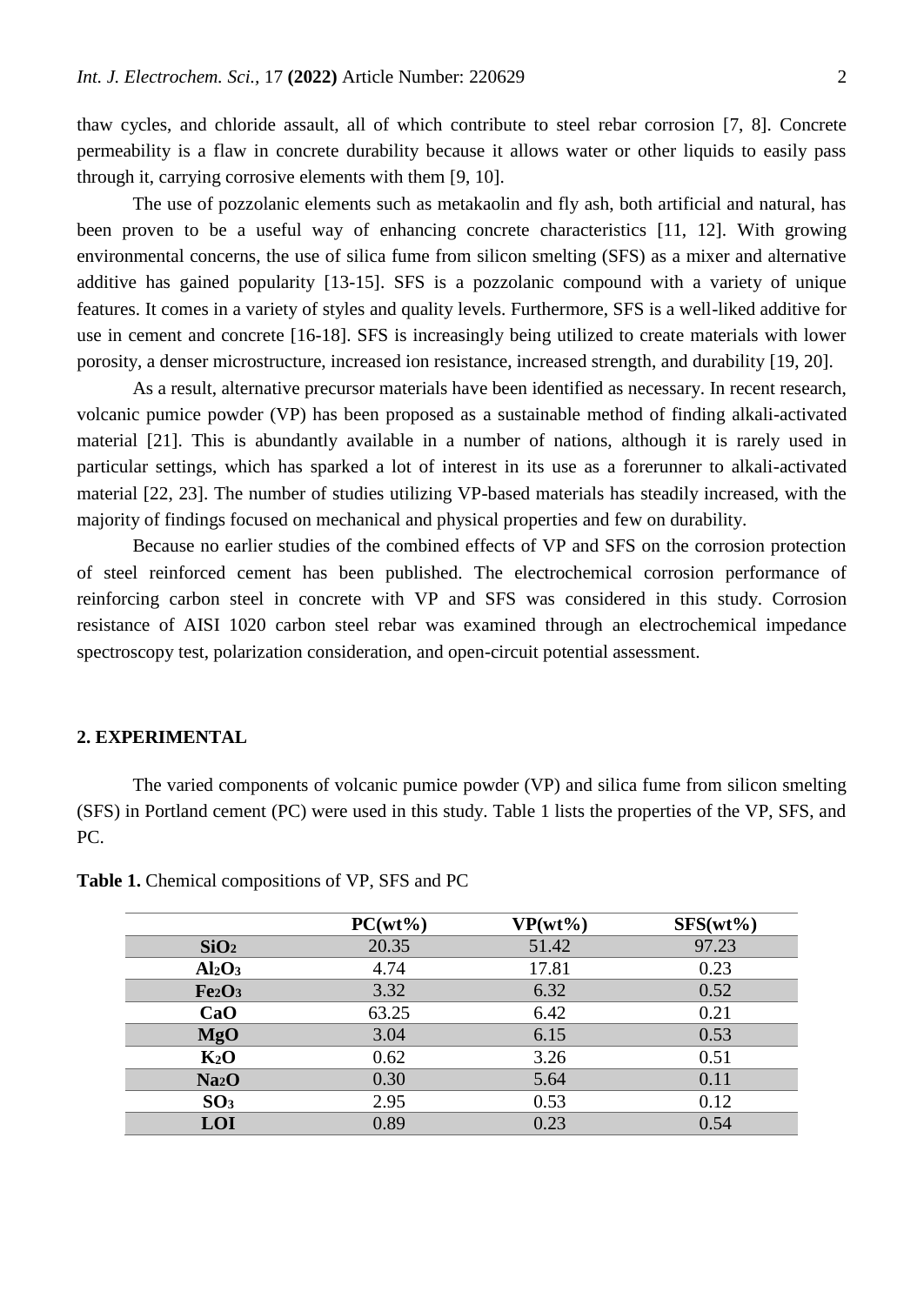thaw cycles, and chloride assault, all of which contribute to steel rebar corrosion [7, 8]. Concrete permeability is a flaw in concrete durability because it allows water or other liquids to easily pass through it, carrying corrosive elements with them [9, 10].

The use of pozzolanic elements such as metakaolin and fly ash, both artificial and natural, has been proven to be a useful way of enhancing concrete characteristics [11, 12]. With growing environmental concerns, the use of silica fume from silicon smelting (SFS) as a mixer and alternative additive has gained popularity [13-15]. SFS is a pozzolanic compound with a variety of unique features. It comes in a variety of styles and quality levels. Furthermore, SFS is a well-liked additive for use in cement and concrete [16-18]. SFS is increasingly being utilized to create materials with lower porosity, a denser microstructure, increased ion resistance, increased strength, and durability [19, 20].

As a result, alternative precursor materials have been identified as necessary. In recent research, volcanic pumice powder (VP) has been proposed as a sustainable method of finding alkali-activated material [21]. This is abundantly available in a number of nations, although it is rarely used in particular settings, which has sparked a lot of interest in its use as a forerunner to alkali-activated material [22, 23]. The number of studies utilizing VP-based materials has steadily increased, with the majority of findings focused on mechanical and physical properties and few on durability.

Because no earlier studies of the combined effects of VP and SFS on the corrosion protection of steel reinforced cement has been published. The electrochemical corrosion performance of reinforcing carbon steel in concrete with VP and SFS was considered in this study. Corrosion resistance of AISI 1020 carbon steel rebar was examined through an electrochemical impedance spectroscopy test, polarization consideration, and open-circuit potential assessment.

## 2. EXPERIMENTAL

The varied components of volcanic pumice powder (VP) and silica fume from silicon smelting (SFS) in Portland cement (PC) were used in this study. Table 1 lists the properties of the VP, SFS, and PC.

**Table 1.** Chemical compositions of VP, SFS and PC

| | PC(wt%) | VP(wt%) | SFS(wt%) |
|---|---|---|---|
| $SiO_2$ | 20.35 | 51.42 | 97.23 |
| $Al_2O_3$ | 4.74 | 17.81 | 0.23 |
| $Fe_2O_3$ | 3.32 | 6.32 | 0.52 |
| CaO | 63.25 | 6.42 | 0.21 |
| MgO | 3.04 | 6.15 | 0.53 |
| $K_2O$ | 0.62 | 3.26 | 0.51 |
| $Na_2O$ | 0.30 | 5.64 | 0.11 |
| $SO_3$ | 2.95 | 0.53 | 0.12 |
| LOI | 0.89 | 0.23 | 0.54 |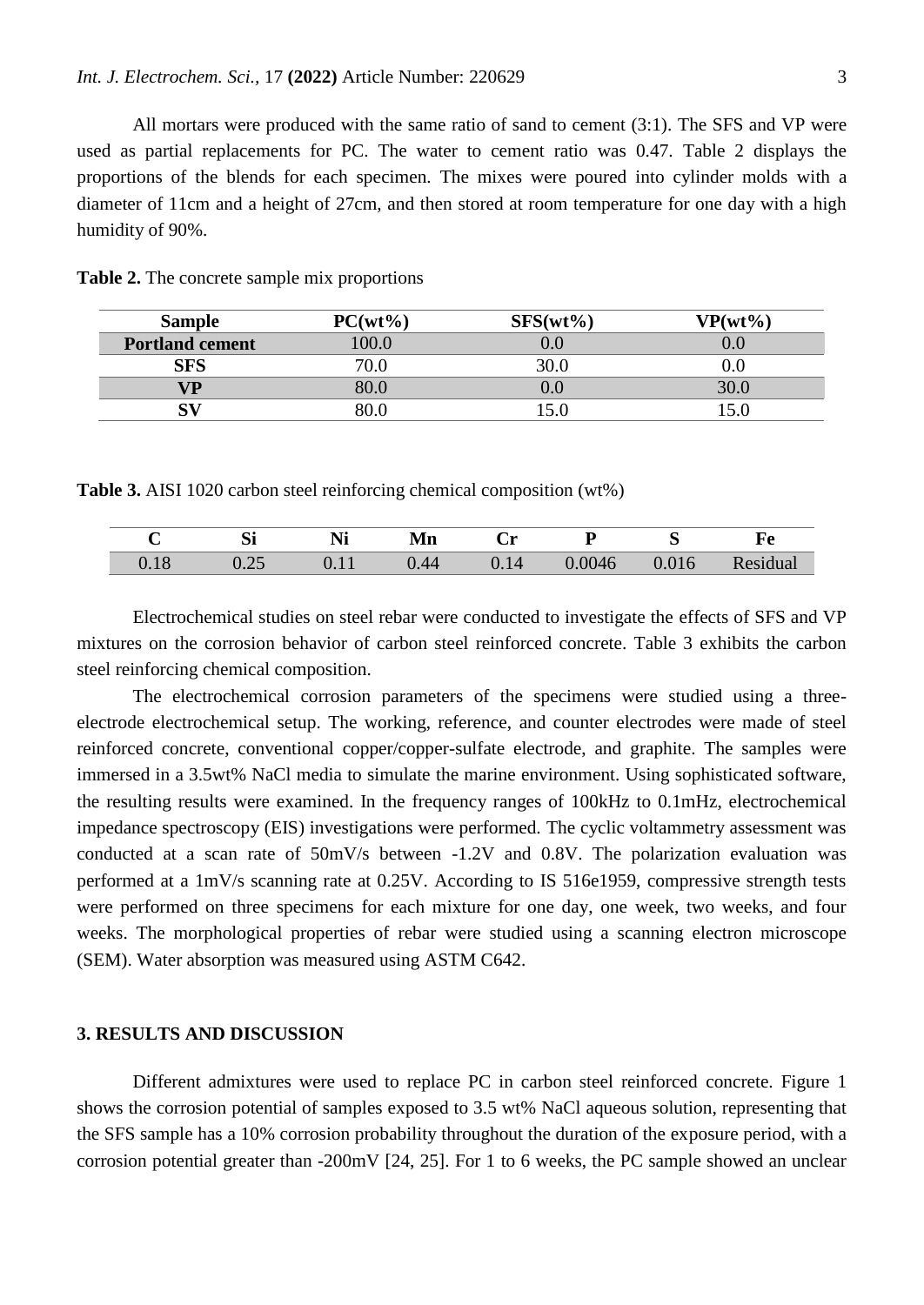All mortars were produced with the same ratio of sand to cement (3:1). The SFS and VP were used as partial replacements for PC. The water to cement ratio was 0.47. Table 2 displays the proportions of the blends for each specimen. The mixes were poured into cylinder molds with a diameter of 11cm and a height of 27cm, and then stored at room temperature for one day with a high humidity of 90%.

**Table 2.** The concrete sample mix proportions

| Sample | PC(wt%) | SFS(wt%) | VP(wt%) |
|---|---|---|---|
| **Portland cement** | 100.0 | 0.0 | 0.0 |
| **SFS** | 70.0 | 30.0 | 0.0 |
| **VP** | 80.0 | 0.0 | 30.0 |
| **SV** | 80.0 | 15.0 | 15.0 |

**Table 3.** AISI 1020 carbon steel reinforcing chemical composition (wt%)

| C | Si | Ni | Mn | Cr | P | S | Fe |
|---|---|---|---|---|---|---|---|
| 0.18 | 0.25 | 0.11 | 0.44 | 0.14 | 0.0046 | 0.016 | Residual |

Electrochemical studies on steel rebar were conducted to investigate the effects of SFS and VP mixtures on the corrosion behavior of carbon steel reinforced concrete. Table 3 exhibits the carbon steel reinforcing chemical composition.

The electrochemical corrosion parameters of the specimens were studied using a three-electrode electrochemical setup. The working, reference, and counter electrodes were made of steel reinforced concrete, conventional copper/copper-sulfate electrode, and graphite. The samples were immersed in a 3.5wt% NaCl media to simulate the marine environment. Using sophisticated software, the resulting results were examined. In the frequency ranges of 100kHz to 0.1mHz, electrochemical impedance spectroscopy (EIS) investigations were performed. The cyclic voltammetry assessment was conducted at a scan rate of 50mV/s between -1.2V and 0.8V. The polarization evaluation was performed at a 1mV/s scanning rate at 0.25V. According to IS 516e1959, compressive strength tests were performed on three specimens for each mixture for one day, one week, two weeks, and four weeks. The morphological properties of rebar were studied using a scanning electron microscope (SEM). Water absorption was measured using ASTM C642.

## 3. RESULTS AND DISCUSSION

Different admixtures were used to replace PC in carbon steel reinforced concrete. Figure 1 shows the corrosion potential of samples exposed to 3.5 wt% NaCl aqueous solution, representing that the SFS sample has a 10% corrosion probability throughout the duration of the exposure period, with a corrosion potential greater than -200mV [24, 25]. For 1 to 6 weeks, the PC sample showed an unclear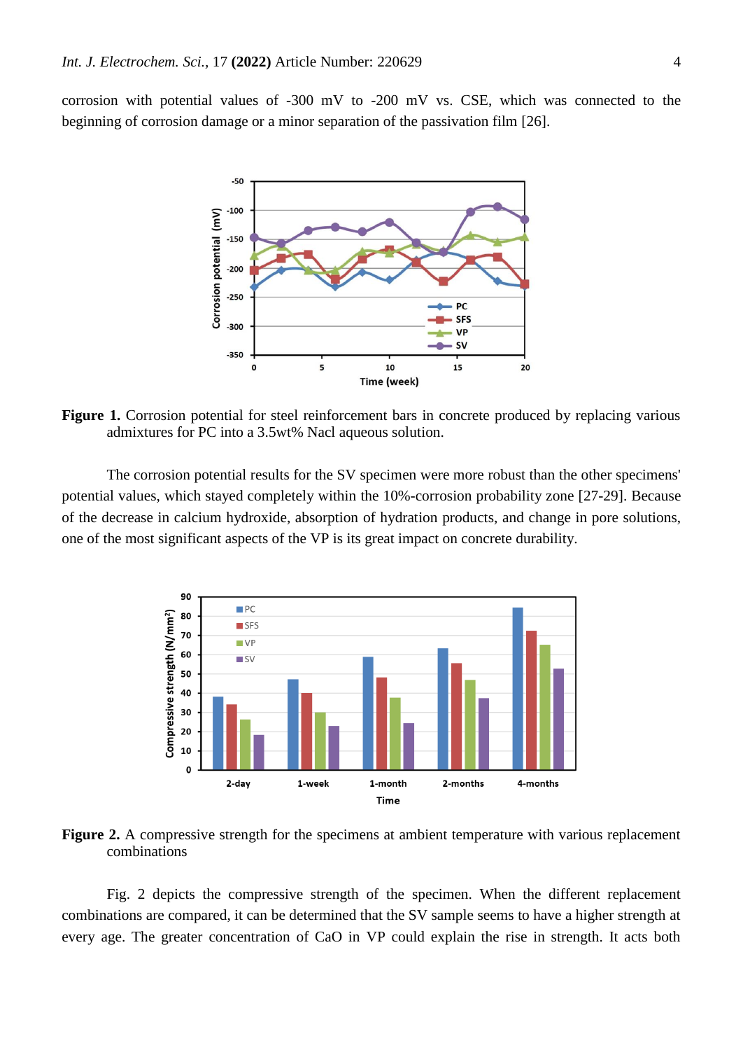corrosion with potential values of -300 mV to -200 mV vs. CSE, which was connected to the beginning of corrosion damage or a minor separation of the passivation film [26].

**Figure 1.** Corrosion potential for steel reinforcement bars in concrete produced by replacing various admixtures for PC into a 3.5wt% Nacl aqueous solution.

The corrosion potential results for the SV specimen were more robust than the other specimens' potential values, which stayed completely within the 10%-corrosion probability zone [27-29]. Because of the decrease in calcium hydroxide, absorption of hydration products, and change in pore solutions, one of the most significant aspects of the VP is its great impact on concrete durability.

**Figure 2.** A compressive strength for the specimens at ambient temperature with various replacement combinations

Fig. 2 depicts the compressive strength of the specimen. When the different replacement combinations are compared, it can be determined that the SV sample seems to have a higher strength at every age. The greater concentration of CaO in VP could explain the rise in strength. It acts both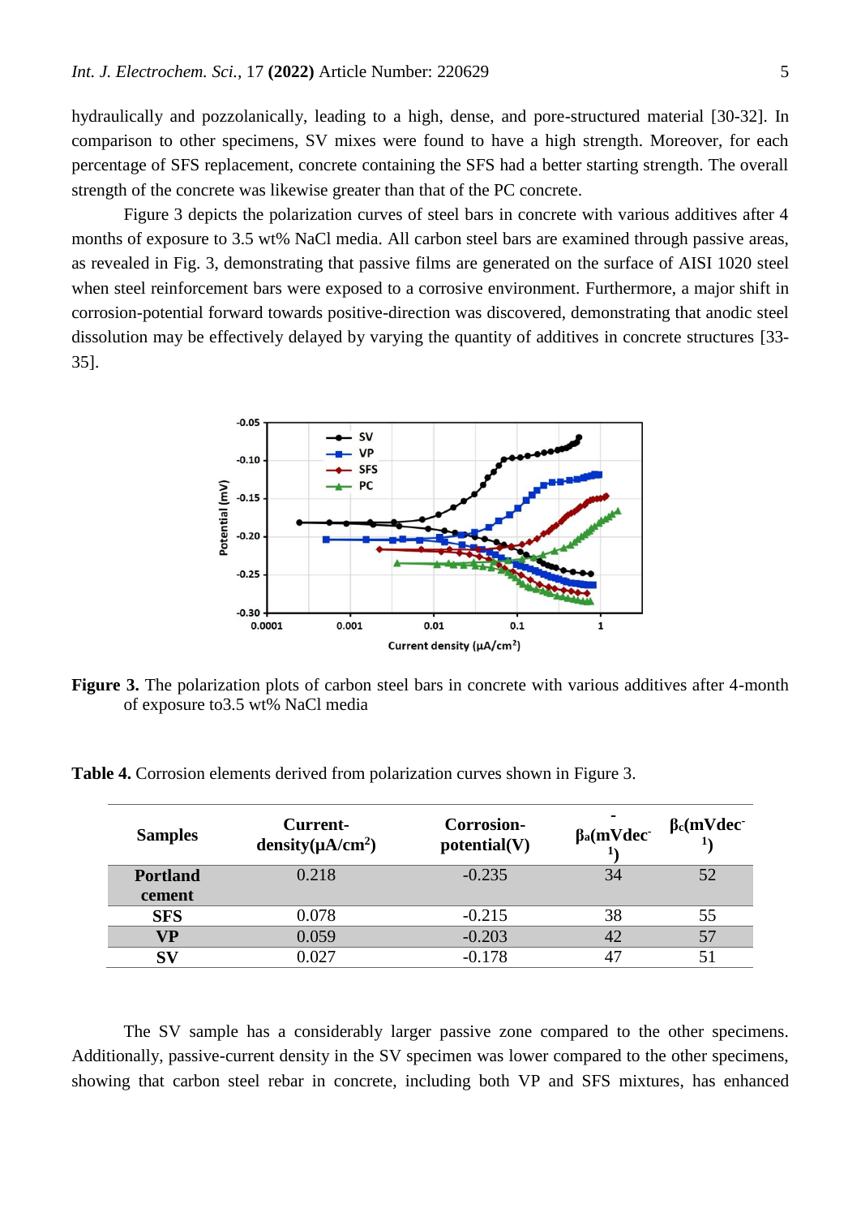hydraulically and pozzolanically, leading to a high, dense, and pore-structured material [30-32]. In comparison to other specimens, SV mixes were found to have a high strength. Moreover, for each percentage of SFS replacement, concrete containing the SFS had a better starting strength. The overall strength of the concrete was likewise greater than that of the PC concrete.

Figure 3 depicts the polarization curves of steel bars in concrete with various additives after 4 months of exposure to 3.5 wt% NaCl media. All carbon steel bars are examined through passive areas, as revealed in Fig. 3, demonstrating that passive films are generated on the surface of AISI 1020 steel when steel reinforcement bars were exposed to a corrosive environment. Furthermore, a major shift in corrosion-potential forward towards positive-direction was discovered, demonstrating that anodic steel dissolution may be effectively delayed by varying the quantity of additives in concrete structures [33-35].

**Figure 3.** The polarization plots of carbon steel bars in concrete with various additives after 4-month of exposure to3.5 wt% NaCl media

**Table 4.** Corrosion elements derived from polarization curves shown in Figure 3.

| Samples | Current-density($\mu A/cm^2$) | Corrosion-potential(V) | $\beta_a$($mVdec^{-1}$) | $\beta_c$($mVdec^{-1}$) |
|---|---|---|---|---|
| **Portland cement** | 0.218 | -0.235 | 34 | 52 |
| **SFS** | 0.078 | -0.215 | 38 | 55 |
| **VP** | 0.059 | -0.203 | 42 | 57 |
| **SV** | 0.027 | -0.178 | 47 | 51 |

The SV sample has a considerably larger passive zone compared to the other specimens. Additionally, passive-current density in the SV specimen was lower compared to the other specimens, showing that carbon steel rebar in concrete, including both VP and SFS mixtures, has enhanced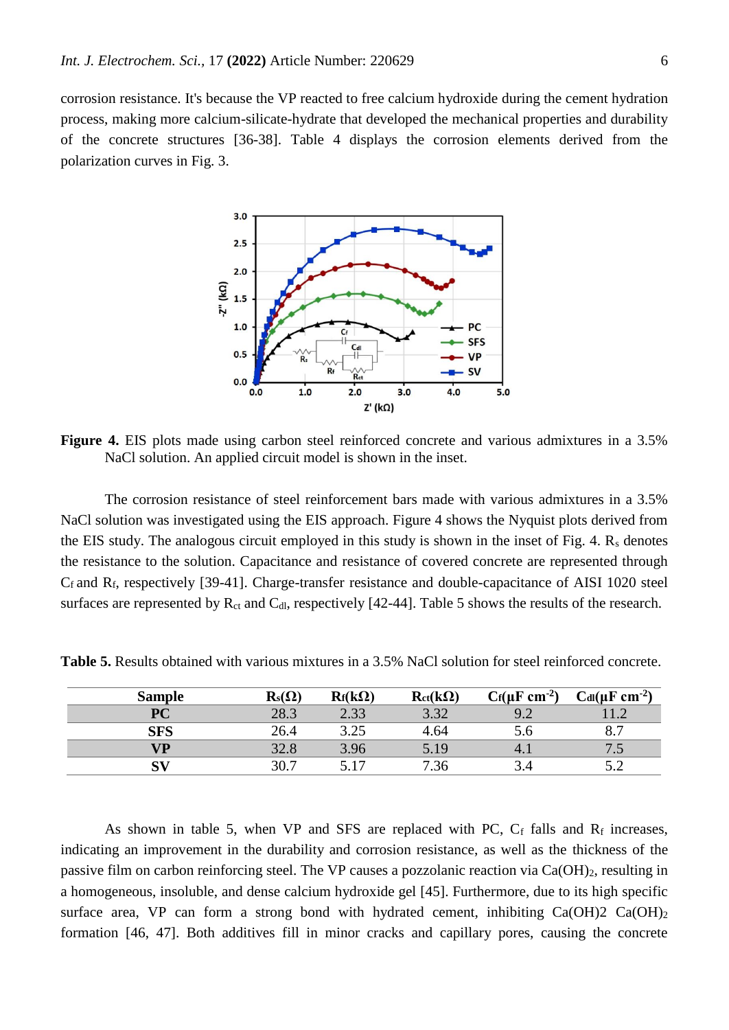corrosion resistance. It's because the VP reacted to free calcium hydroxide during the cement hydration process, making more calcium-silicate-hydrate that developed the mechanical properties and durability of the concrete structures [36-38]. Table 4 displays the corrosion elements derived from the polarization curves in Fig. 3.

**Figure 4.** EIS plots made using carbon steel reinforced concrete and various admixtures in a 3.5% NaCl solution. An applied circuit model is shown in the inset.

The corrosion resistance of steel reinforcement bars made with various admixtures in a 3.5% NaCl solution was investigated using the EIS approach. Figure 4 shows the Nyquist plots derived from the EIS study. The analogous circuit employed in this study is shown in the inset of Fig. 4. $R_s$ denotes the resistance to the solution. Capacitance and resistance of covered concrete are represented through $C_f$ and $R_f$, respectively [39-41]. Charge-transfer resistance and double-capacitance of AISI 1020 steel surfaces are represented by $R_{ct}$ and $C_{dl}$, respectively [42-44]. Table 5 shows the results of the research.

**Table 5.** Results obtained with various mixtures in a 3.5% NaCl solution for steel reinforced concrete.

| Sample | $R_s$(Ω) | $R_f$(kΩ) | $R_{ct}$(kΩ) | $C_f$(μF cm$^{-2}$) | $C_{dl}$(μF cm$^{-2}$) |
|---|---|---|---|---|---|
| **PC** | 28.3 | 2.33 | 3.32 | 9.2 | 11.2 |
| **SFS** | 26.4 | 3.25 | 4.64 | 5.6 | 8.7 |
| **VP** | 32.8 | 3.96 | 5.19 | 4.1 | 7.5 |
| **SV** | 30.7 | 5.17 | 7.36 | 3.4 | 5.2 |

As shown in table 5, when VP and SFS are replaced with PC, $C_f$ falls and $R_f$ increases, indicating an improvement in the durability and corrosion resistance, as well as the thickness of the passive film on carbon reinforcing steel. The VP causes a pozzolanic reaction via $Ca(OH)_2$, resulting in a homogeneous, insoluble, and dense calcium hydroxide gel [45]. Furthermore, due to its high specific surface area, VP can form a strong bond with hydrated cement, inhibiting Ca(OH)2 $Ca(OH)_2$ formation [46, 47]. Both additives fill in minor cracks and capillary pores, causing the concrete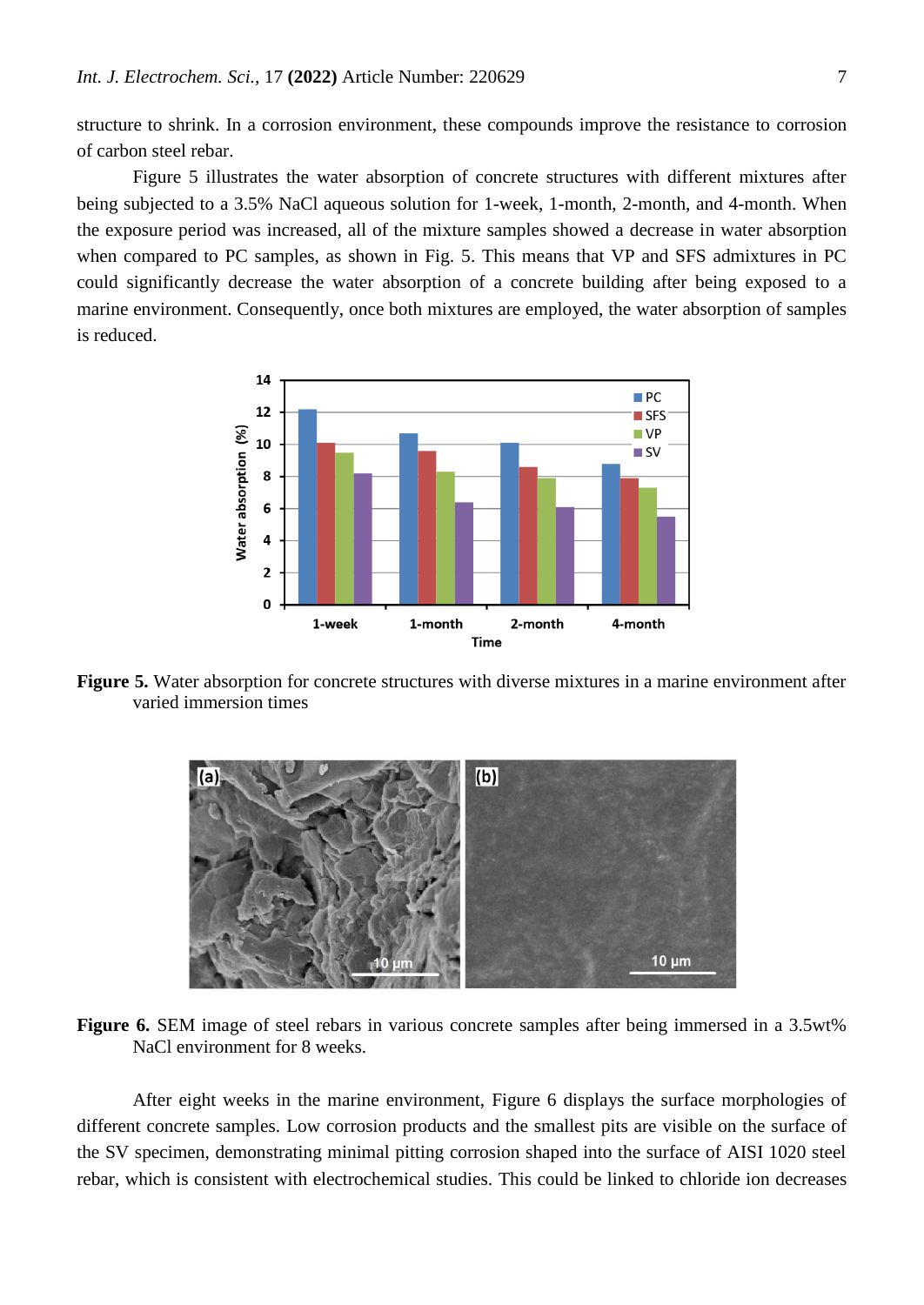structure to shrink. In a corrosion environment, these compounds improve the resistance to corrosion of carbon steel rebar.

Figure 5 illustrates the water absorption of concrete structures with different mixtures after being subjected to a 3.5% NaCl aqueous solution for 1-week, 1-month, 2-month, and 4-month. When the exposure period was increased, all of the mixture samples showed a decrease in water absorption when compared to PC samples, as shown in Fig. 5. This means that VP and SFS admixtures in PC could significantly decrease the water absorption of a concrete building after being exposed to a marine environment. Consequently, once both mixtures are employed, the water absorption of samples is reduced.

**Figure 5.** Water absorption for concrete structures with diverse mixtures in a marine environment after varied immersion times

**Figure 6.** SEM image of steel rebars in various concrete samples after being immersed in a 3.5wt% NaCl environment for 8 weeks.

After eight weeks in the marine environment, Figure 6 displays the surface morphologies of different concrete samples. Low corrosion products and the smallest pits are visible on the surface of the SV specimen, demonstrating minimal pitting corrosion shaped into the surface of AISI 1020 steel rebar, which is consistent with electrochemical studies. This could be linked to chloride ion decreases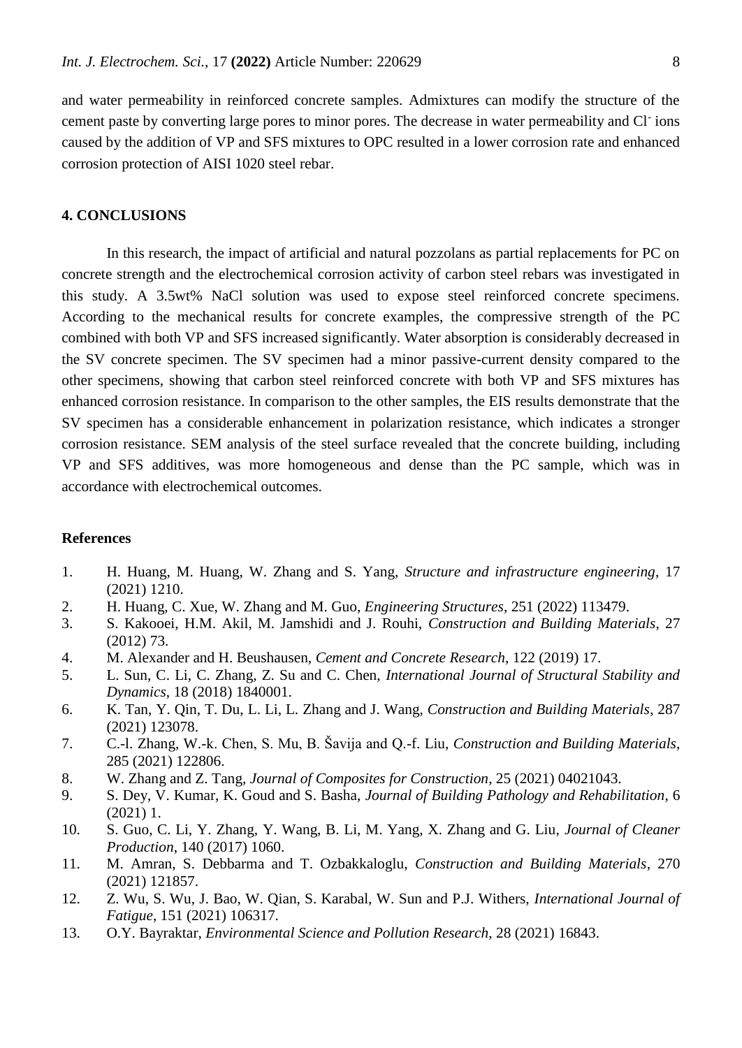and water permeability in reinforced concrete samples. Admixtures can modify the structure of the cement paste by converting large pores to minor pores. The decrease in water permeability and $Cl^-$ ions caused by the addition of VP and SFS mixtures to OPC resulted in a lower corrosion rate and enhanced corrosion protection of AISI 1020 steel rebar.

## 4. CONCLUSIONS

In this research, the impact of artificial and natural pozzolans as partial replacements for PC on concrete strength and the electrochemical corrosion activity of carbon steel rebars was investigated in this study. A 3.5wt% NaCl solution was used to expose steel reinforced concrete specimens. According to the mechanical results for concrete examples, the compressive strength of the PC combined with both VP and SFS increased significantly. Water absorption is considerably decreased in the SV concrete specimen. The SV specimen had a minor passive-current density compared to the other specimens, showing that carbon steel reinforced concrete with both VP and SFS mixtures has enhanced corrosion resistance. In comparison to the other samples, the EIS results demonstrate that the SV specimen has a considerable enhancement in polarization resistance, which indicates a stronger corrosion resistance. SEM analysis of the steel surface revealed that the concrete building, including VP and SFS additives, was more homogeneous and dense than the PC sample, which was in accordance with electrochemical outcomes.

## References

1. H. Huang, M. Huang, W. Zhang and S. Yang, *Structure and infrastructure engineering*, 17 (2021) 1210.
2. H. Huang, C. Xue, W. Zhang and M. Guo, *Engineering Structures*, 251 (2022) 113479.
3. S. Kakooei, H.M. Akil, M. Jamshidi and J. Rouhi, *Construction and Building Materials*, 27 (2012) 73.
4. M. Alexander and H. Beushausen, *Cement and Concrete Research*, 122 (2019) 17.
5. L. Sun, C. Li, C. Zhang, Z. Su and C. Chen, *International Journal of Structural Stability and Dynamics*, 18 (2018) 1840001.
6. K. Tan, Y. Qin, T. Du, L. Li, L. Zhang and J. Wang, *Construction and Building Materials*, 287 (2021) 123078.
7. C.-l. Zhang, W.-k. Chen, S. Mu, B. Šavija and Q.-f. Liu, *Construction and Building Materials*, 285 (2021) 122806.
8. W. Zhang and Z. Tang, *Journal of Composites for Construction*, 25 (2021) 04021043.
9. S. Dey, V. Kumar, K. Goud and S. Basha, *Journal of Building Pathology and Rehabilitation*, 6 (2021) 1.
10. S. Guo, C. Li, Y. Zhang, Y. Wang, B. Li, M. Yang, X. Zhang and G. Liu, *Journal of Cleaner Production*, 140 (2017) 1060.
11. M. Amran, S. Debbarma and T. Ozbakkaloglu, *Construction and Building Materials*, 270 (2021) 121857.
12. Z. Wu, S. Wu, J. Bao, W. Qian, S. Karabal, W. Sun and P.J. Withers, *International Journal of Fatigue*, 151 (2021) 106317.
13. O.Y. Bayraktar, *Environmental Science and Pollution Research*, 28 (2021) 16843.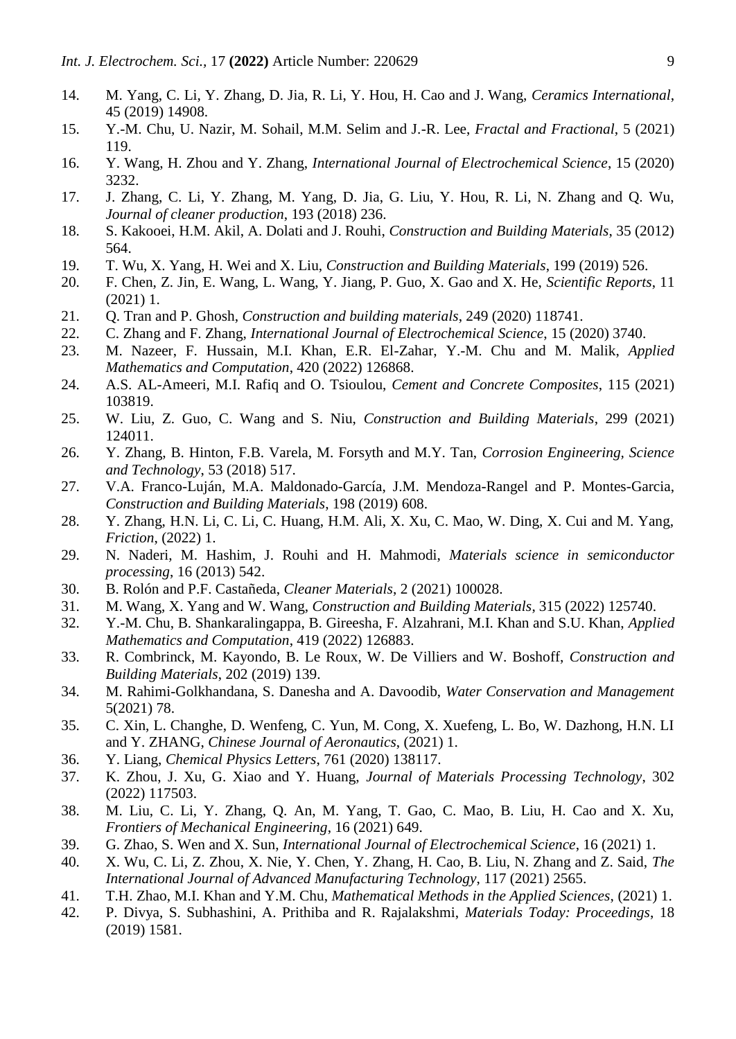14. M. Yang, C. Li, Y. Zhang, D. Jia, R. Li, Y. Hou, H. Cao and J. Wang, *Ceramics International*, 45 (2019) 14908.
15. Y.-M. Chu, U. Nazir, M. Sohail, M.M. Selim and J.-R. Lee, *Fractal and Fractional*, 5 (2021) 119.
16. Y. Wang, H. Zhou and Y. Zhang, *International Journal of Electrochemical Science*, 15 (2020) 3232.
17. J. Zhang, C. Li, Y. Zhang, M. Yang, D. Jia, G. Liu, Y. Hou, R. Li, N. Zhang and Q. Wu, *Journal of cleaner production*, 193 (2018) 236.
18. S. Kakooei, H.M. Akil, A. Dolati and J. Rouhi, *Construction and Building Materials*, 35 (2012) 564.
19. T. Wu, X. Yang, H. Wei and X. Liu, *Construction and Building Materials*, 199 (2019) 526.
20. F. Chen, Z. Jin, E. Wang, L. Wang, Y. Jiang, P. Guo, X. Gao and X. He, *Scientific Reports*, 11 (2021) 1.
21. Q. Tran and P. Ghosh, *Construction and building materials*, 249 (2020) 118741.
22. C. Zhang and F. Zhang, *International Journal of Electrochemical Science*, 15 (2020) 3740.
23. M. Nazeer, F. Hussain, M.I. Khan, E.R. El-Zahar, Y.-M. Chu and M. Malik, *Applied Mathematics and Computation*, 420 (2022) 126868.
24. A.S. AL-Ameeri, M.I. Rafiq and O. Tsioulou, *Cement and Concrete Composites*, 115 (2021) 103819.
25. W. Liu, Z. Guo, C. Wang and S. Niu, *Construction and Building Materials*, 299 (2021) 124011.
26. Y. Zhang, B. Hinton, F.B. Varela, M. Forsyth and M.Y. Tan, *Corrosion Engineering, Science and Technology*, 53 (2018) 517.
27. V.A. Franco-Luján, M.A. Maldonado-García, J.M. Mendoza-Rangel and P. Montes-Garcia, *Construction and Building Materials*, 198 (2019) 608.
28. Y. Zhang, H.N. Li, C. Li, C. Huang, H.M. Ali, X. Xu, C. Mao, W. Ding, X. Cui and M. Yang, *Friction*, (2022) 1.
29. N. Naderi, M. Hashim, J. Rouhi and H. Mahmodi, *Materials science in semiconductor processing*, 16 (2013) 542.
30. B. Rolón and P.F. Castañeda, *Cleaner Materials*, 2 (2021) 100028.
31. M. Wang, X. Yang and W. Wang, *Construction and Building Materials*, 315 (2022) 125740.
32. Y.-M. Chu, B. Shankaralingappa, B. Gireesha, F. Alzahrani, M.I. Khan and S.U. Khan, *Applied Mathematics and Computation*, 419 (2022) 126883.
33. R. Combrinck, M. Kayondo, B. Le Roux, W. De Villiers and W. Boshoff, *Construction and Building Materials*, 202 (2019) 139.
34. M. Rahimi-Golkhandana, S. Danesha and A. Davoodib, *Water Conservation and Management* 5(2021) 78.
35. C. Xin, L. Changhe, D. Wenfeng, C. Yun, M. Cong, X. Xuefeng, L. Bo, W. Dazhong, H.N. LI and Y. ZHANG, *Chinese Journal of Aeronautics*, (2021) 1.
36. Y. Liang, *Chemical Physics Letters*, 761 (2020) 138117.
37. K. Zhou, J. Xu, G. Xiao and Y. Huang, *Journal of Materials Processing Technology*, 302 (2022) 117503.
38. M. Liu, C. Li, Y. Zhang, Q. An, M. Yang, T. Gao, C. Mao, B. Liu, H. Cao and X. Xu, *Frontiers of Mechanical Engineering*, 16 (2021) 649.
39. G. Zhao, S. Wen and X. Sun, *International Journal of Electrochemical Science*, 16 (2021) 1.
40. X. Wu, C. Li, Z. Zhou, X. Nie, Y. Chen, Y. Zhang, H. Cao, B. Liu, N. Zhang and Z. Said, *The International Journal of Advanced Manufacturing Technology*, 117 (2021) 2565.
41. T.H. Zhao, M.I. Khan and Y.M. Chu, *Mathematical Methods in the Applied Sciences*, (2021) 1.
42. P. Divya, S. Subhashini, A. Prithiba and R. Rajalakshmi, *Materials Today: Proceedings*, 18 (2019) 1581.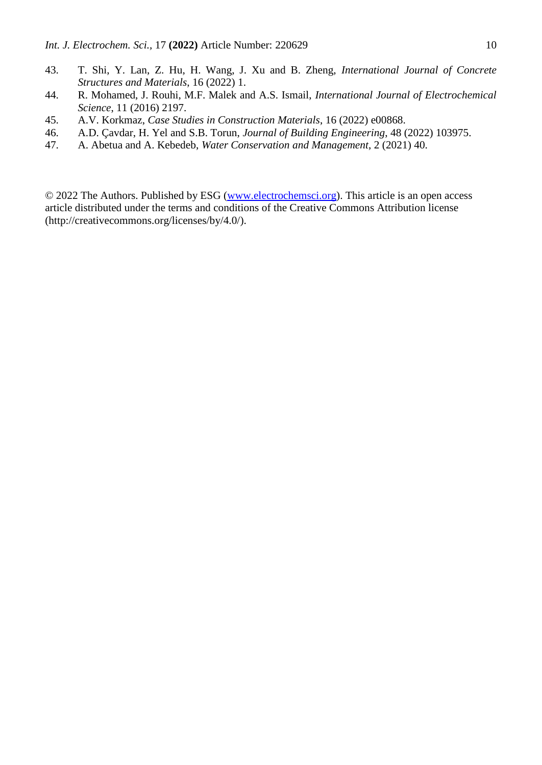43. T. Shi, Y. Lan, Z. Hu, H. Wang, J. Xu and B. Zheng, *International Journal of Concrete Structures and Materials*, 16 (2022) 1.
44. R. Mohamed, J. Rouhi, M.F. Malek and A.S. Ismail, *International Journal of Electrochemical Science*, 11 (2016) 2197.
45. A.V. Korkmaz, *Case Studies in Construction Materials*, 16 (2022) e00868.
46. A.D. Çavdar, H. Yel and S.B. Torun, *Journal of Building Engineering*, 48 (2022) 103975.
47. A. Abetua and A. Kebedeb, *Water Conservation and Management*, 2 (2021) 40.

© 2022 The Authors. Published by ESG (www.electrochemsci.org). This article is an open access article distributed under the terms and conditions of the Creative Commons Attribution license (http://creativecommons.org/licenses/by/4.0/).